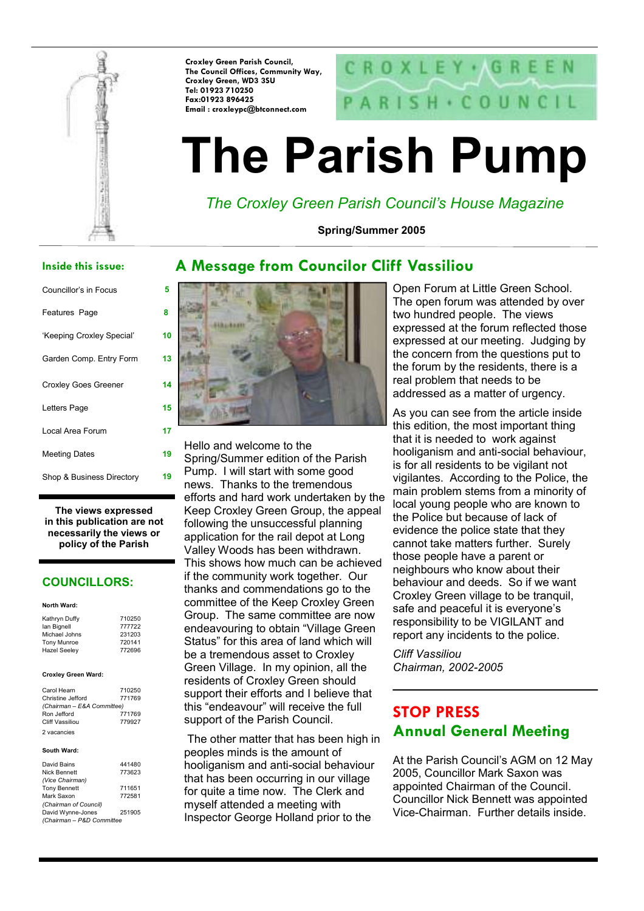Croxley Green Parish Council,
The Council Offices, Community Way,
Croxley Green, WD3 3SU
Tel: 01923 710250
Fax:01923 896425
Email : croxleypc@btconnect.com

CROXLEY • GREEN PARISH • COUNCIL

# The Parish Pump

*The Croxley Green Parish Council's House Magazine*

**Spring/Summer 2005**

## Inside this issue:

| | |
|---|---|
| Councillor's in Focus | 5 |
| Features Page | 8 |
| 'Keeping Croxley Special' | 10 |
| Garden Comp. Entry Form | 13 |
| Croxley Goes Greener | 14 |
| Letters Page | 15 |
| Local Area Forum | 17 |
| Meeting Dates | 19 |
| Shop & Business Directory | 19 |

**The views expressed in this publication are not necessarily the views or policy of the Parish**

## COUNCILLORS:

**North Ward:**

| | |
|---|---|
| Kathryn Duffy | 710250 |
| Ian Bignell | 777722 |
| Michael Johns | 231203 |
| Tony Munroe | 720141 |
| Hazel Seeley | 772696 |

**Croxley Green Ward:**

| | |
|---|---|
| Carol Hearn | 710250 |
| Christine Jefford *(Chairman – E&A Committee)* | 771769 |
| Ron Jefford | 771769 |
| Cliff Vassiliou | 779927 |
| 2 vacancies | |

**South Ward:**

| | |
|---|---|
| David Bains | 441480 |
| Nick Bennett *(Vice Chairman)* | 773623 |
| Tony Bennett | 711651 |
| Mark Saxon *(Chairman of Council)* | 772581 |
| David Wynne-Jones *(Chairman – P&D Committee)* | 251905 |

## A Message from Councilor Cliff Vassiliou

Hello and welcome to the Spring/Summer edition of the Parish Pump. I will start with some good news. Thanks to the tremendous efforts and hard work undertaken by the Keep Croxley Green Group, the appeal following the unsuccessful planning application for the rail depot at Long Valley Woods has been withdrawn. This shows how much can be achieved if the community work together. Our thanks and commendations go to the committee of the Keep Croxley Green Group. The same committee are now endeavouring to obtain "Village Green Status" for this area of land which will be a tremendous asset to Croxley Green Village. In my opinion, all the residents of Croxley Green should support their efforts and I believe that this "endeavour" will receive the full support of the Parish Council.

The other matter that has been high in peoples minds is the amount of hooliganism and anti-social behaviour that has been occurring in our village for quite a time now. The Clerk and myself attended a meeting with Inspector George Holland prior to the Open Forum at Little Green School. The open forum was attended by over two hundred people. The views expressed at the forum reflected those expressed at our meeting. Judging by the concern from the questions put to the forum by the residents, there is a real problem that needs to be addressed as a matter of urgency.

As you can see from the article inside this edition, the most important thing that it is needed to work against hooliganism and anti-social behaviour, is for all residents to be vigilant not vigilantes. According to the Police, the main problem stems from a minority of local young people who are known to the Police but because of lack of evidence the police state that they cannot take matters further. Surely those people have a parent or neighbours who know about their behaviour and deeds. So if we want Croxley Green village to be tranquil, safe and peaceful it is everyone's responsibility to be VIGILANT and report any incidents to the police.

*Cliff Vassiliou*
*Chairman, 2002-2005*

## STOP PRESS
## Annual General Meeting

At the Parish Council's AGM on 12 May 2005, Councillor Mark Saxon was appointed Chairman of the Council. Councillor Nick Bennett was appointed Vice-Chairman. Further details inside.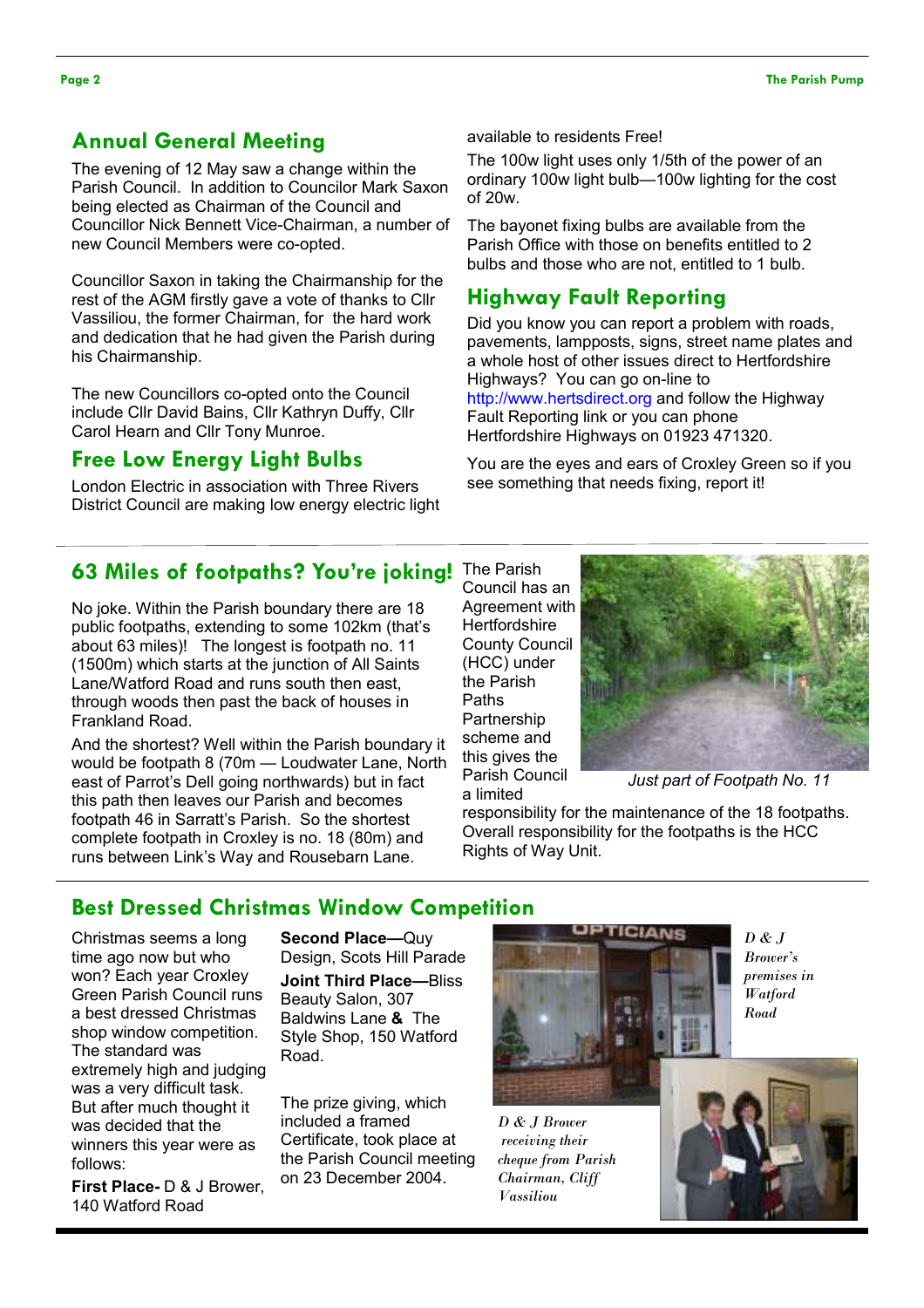## Annual General Meeting

The evening of 12 May saw a change within the Parish Council. In addition to Councilor Mark Saxon being elected as Chairman of the Council and Councillor Nick Bennett Vice-Chairman, a number of new Council Members were co-opted.

Councillor Saxon in taking the Chairmanship for the rest of the AGM firstly gave a vote of thanks to Cllr Vassiliou, the former Chairman, for the hard work and dedication that he had given the Parish during his Chairmanship.

The new Councillors co-opted onto the Council include Cllr David Bains, Cllr Kathryn Duffy, Cllr Carol Hearn and Cllr Tony Munroe.

## Free Low Energy Light Bulbs

London Electric in association with Three Rivers District Council are making low energy electric light available to residents Free!

The 100w light uses only 1/5th of the power of an ordinary 100w light bulb—100w lighting for the cost of 20w.

The bayonet fixing bulbs are available from the Parish Office with those on benefits entitled to 2 bulbs and those who are not, entitled to 1 bulb.

## Highway Fault Reporting

Did you know you can report a problem with roads, pavements, lampposts, signs, street name plates and a whole host of other issues direct to Hertfordshire Highways? You can go on-line to http://www.hertsdirect.org and follow the Highway Fault Reporting link or you can phone Hertfordshire Highways on 01923 471320.

You are the eyes and ears of Croxley Green so if you see something that needs fixing, report it!

## 63 Miles of footpaths? You're joking!

No joke. Within the Parish boundary there are 18 public footpaths, extending to some 102km (that's about 63 miles)! The longest is footpath no. 11 (1500m) which starts at the junction of All Saints Lane/Watford Road and runs south then east, through woods then past the back of houses in Frankland Road.

And the shortest? Well within the Parish boundary it would be footpath 8 (70m — Loudwater Lane, North east of Parrot's Dell going northwards) but in fact this path then leaves our Parish and becomes footpath 46 in Sarratt's Parish. So the shortest complete footpath in Croxley is no. 18 (80m) and runs between Link's Way and Rousebarn Lane.

The Parish Council has an Agreement with Hertfordshire County Council (HCC) under the Parish Paths Partnership scheme and this gives the Parish Council a limited responsibility for the maintenance of the 18 footpaths. Overall responsibility for the footpaths is the HCC Rights of Way Unit.

*Just part of Footpath No. 11*

## Best Dressed Christmas Window Competition

Christmas seems a long time ago now but who won? Each year Croxley Green Parish Council runs a best dressed Christmas shop window competition. The standard was extremely high and judging was a very difficult task. But after much thought it was decided that the winners this year were as follows:

**First Place-** D & J Brower, 140 Watford Road

**Second Place—**Quy Design, Scots Hill Parade

**Joint Third Place—**Bliss Beauty Salon, 307 Baldwins Lane **&** The Style Shop, 150 Watford Road.

The prize giving, which included a framed Certificate, took place at the Parish Council meeting on 23 December 2004.

*D & J Brower's premises in Watford Road*

*D & J Brower receiving their cheque from Parish Chairman, Cliff Vassiliou*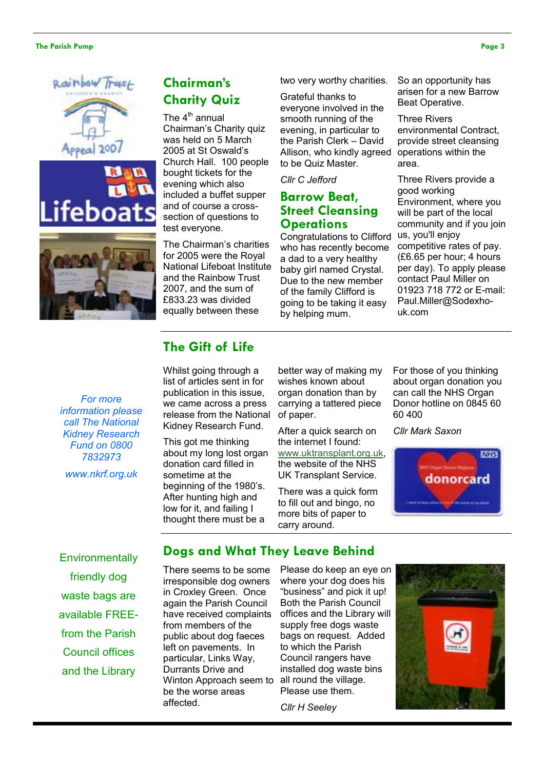## Chairman's Charity Quiz

The 4th annual Chairman's Charity quiz was held on 5 March 2005 at St Oswald's Church Hall. 100 people bought tickets for the evening which also included a buffet supper and of course a cross-section of questions to test everyone.

The Chairman's charities for 2005 were the Royal National Lifeboat Institute and the Rainbow Trust 2007, and the sum of £833.23 was divided equally between these two very worthy charities.

Grateful thanks to everyone involved in the smooth running of the evening, in particular to the Parish Clerk – David Allison, who kindly agreed to be Quiz Master.

*Cllr C Jefford*

## Barrow Beat, Street Cleansing Operations

Congratulations to Clifford who has recently become a dad to a very healthy baby girl named Crystal. Due to the new member of the family Clifford is going to be taking it easy by helping mum.

So an opportunity has arisen for a new Barrow Beat Operative.

Three Rivers environmental Contract, provide street cleansing operations within the area.

Three Rivers provide a good working Environment, where you will be part of the local community and if you join us, you'll enjoy competitive rates of pay. (£6.65 per hour; 4 hours per day). To apply please contact Paul Miller on 01923 718 772 or E-mail: Paul.Miller@Sodexho-uk.com

## The Gift of Life

*For more information please call The National Kidney Research Fund on 0800 7832973*

*www.nkrf.org.uk*

Whilst going through a list of articles sent in for publication in this issue, we came across a press release from the National Kidney Research Fund.

This got me thinking about my long lost organ donation card filled in sometime at the beginning of the 1980's. After hunting high and low for it, and failing I thought there must be a better way of making my wishes known about organ donation than by carrying a tattered piece of paper.

After a quick search on the internet I found: www.uktransplant.org.uk, the website of the NHS UK Transplant Service.

There was a quick form to fill out and bingo, no more bits of paper to carry around.

For those of you thinking about organ donation you can call the NHS Organ Donor hotline on 0845 60 60 400

*Cllr Mark Saxon*

## Dogs and What They Leave Behind

Environmentally friendly dog waste bags are available FREE- from the Parish Council offices and the Library

There seems to be some irresponsible dog owners in Croxley Green. Once again the Parish Council have received complaints from members of the public about dog faeces left on pavements. In particular, Links Way, Durrants Drive and Winton Approach seem to be the worse areas affected.

Please do keep an eye on where your dog does his "business" and pick it up! Both the Parish Council offices and the Library will supply free dogs waste bags on request. Added to which the Parish Council rangers have installed dog waste bins all round the village. Please use them.

*Cllr H Seeley*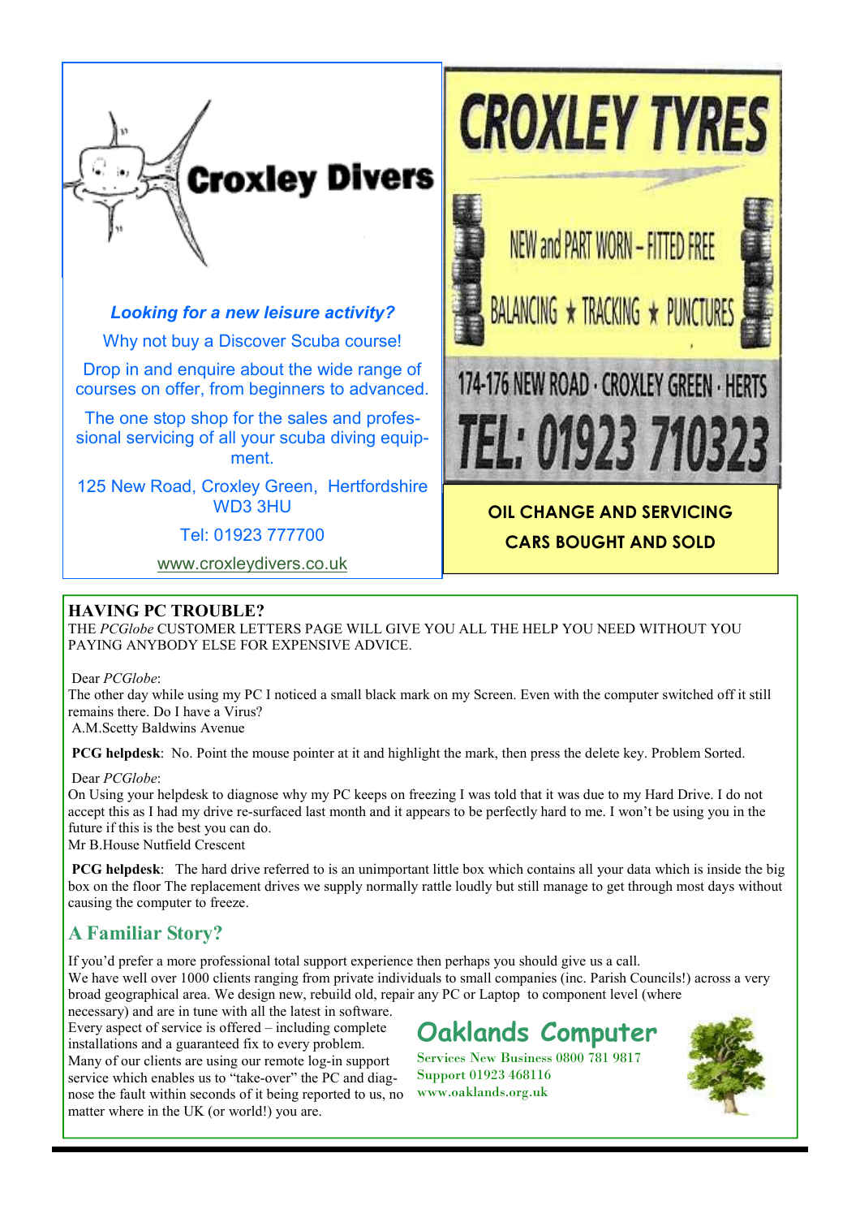**Croxley Divers**

***Looking for a new leisure activity?***

Why not buy a Discover Scuba course!

Drop in and enquire about the wide range of courses on offer, from beginners to advanced.

The one stop shop for the sales and professional servicing of all your scuba diving equipment.

125 New Road, Croxley Green, Hertfordshire WD3 3HU

Tel: 01923 777700

www.croxleydivers.co.uk

**CROXLEY TYRES**

NEW and PART WORN – FITTED FREE

BALANCING ★ TRACKING ★ PUNCTURES

174-176 NEW ROAD · CROXLEY GREEN · HERTS

TEL: 01923 710323

**OIL CHANGE AND SERVICING**

**CARS BOUGHT AND SOLD**

## HAVING PC TROUBLE?

THE *PCGlobe* CUSTOMER LETTERS PAGE WILL GIVE YOU ALL THE HELP YOU NEED WITHOUT YOU PAYING ANYBODY ELSE FOR EXPENSIVE ADVICE.

Dear *PCGlobe*:
The other day while using my PC I noticed a small black mark on my Screen. Even with the computer switched off it still remains there. Do I have a Virus?
A.M.Scetty Baldwins Avenue

**PCG helpdesk**: No. Point the mouse pointer at it and highlight the mark, then press the delete key. Problem Sorted.

Dear *PCGlobe*:
On Using your helpdesk to diagnose why my PC keeps on freezing I was told that it was due to my Hard Drive. I do not accept this as I had my drive re-surfaced last month and it appears to be perfectly hard to me. I won't be using you in the future if this is the best you can do.
Mr B.House Nutfield Crescent

**PCG helpdesk**: The hard drive referred to is an unimportant little box which contains all your data which is inside the big box on the floor The replacement drives we supply normally rattle loudly but still manage to get through most days without causing the computer to freeze.

## A Familiar Story?

If you'd prefer a more professional total support experience then perhaps you should give us a call.
We have well over 1000 clients ranging from private individuals to small companies (inc. Parish Councils!) across a very broad geographical area. We design new, rebuild old, repair any PC or Laptop to component level (where necessary) and are in tune with all the latest in software.
Every aspect of service is offered – including complete installations and a guaranteed fix to every problem.
Many of our clients are using our remote log-in support service which enables us to "take-over" the PC and diagnose the fault within seconds of it being reported to us, no matter where in the UK (or world!) you are.

**Oaklands Computer**

Services New Business 0800 781 9817
Support 01923 468116
www.oaklands.org.uk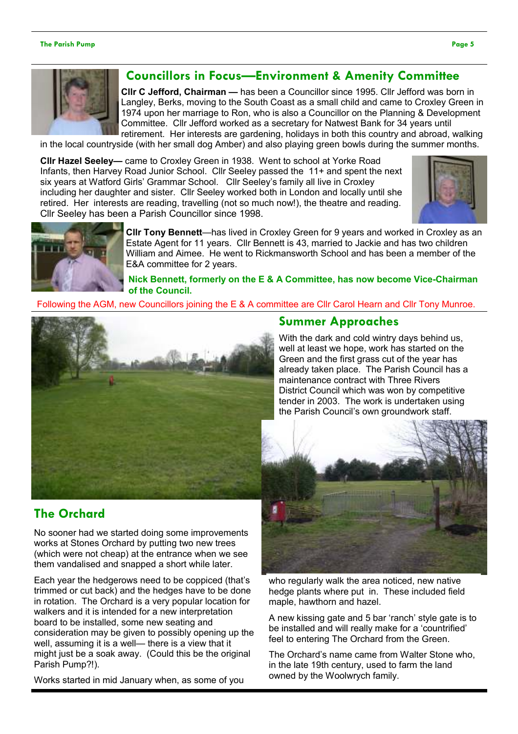## Councillors in Focus—Environment & Amenity Committee

**Cllr C Jefford, Chairman —** has been a Councillor since 1995. Cllr Jefford was born in Langley, Berks, moving to the South Coast as a small child and came to Croxley Green in 1974 upon her marriage to Ron, who is also a Councillor on the Planning & Development Committee. Cllr Jefford worked as a secretary for Natwest Bank for 34 years until retirement. Her interests are gardening, holidays in both this country and abroad, walking in the local countryside (with her small dog Amber) and also playing green bowls during the summer months.

**Cllr Hazel Seeley—** came to Croxley Green in 1938. Went to school at Yorke Road Infants, then Harvey Road Junior School. Cllr Seeley passed the 11+ and spent the next six years at Watford Girls' Grammar School. Cllr Seeley's family all live in Croxley including her daughter and sister. Cllr Seeley worked both in London and locally until she retired. Her interests are reading, travelling (not so much now!), the theatre and reading. Cllr Seeley has been a Parish Councillor since 1998.

**Cllr Tony Bennett**—has lived in Croxley Green for 9 years and worked in Croxley as an Estate Agent for 11 years. Cllr Bennett is 43, married to Jackie and has two children William and Aimee. He went to Rickmansworth School and has been a member of the E&A committee for 2 years.

**Nick Bennett, formerly on the E & A Committee, has now become Vice-Chairman of the Council.**

Following the AGM, new Councillors joining the E & A committee are Cllr Carol Hearn and Cllr Tony Munroe.

## Summer Approaches

With the dark and cold wintry days behind us, well at least we hope, work has started on the Green and the first grass cut of the year has already taken place. The Parish Council has a maintenance contract with Three Rivers District Council which was won by competitive tender in 2003. The work is undertaken using the Parish Council's own groundwork staff.

## The Orchard

No sooner had we started doing some improvements works at Stones Orchard by putting two new trees (which were not cheap) at the entrance when we see them vandalised and snapped a short while later.

Each year the hedgerows need to be coppiced (that's trimmed or cut back) and the hedges have to be done in rotation. The Orchard is a very popular location for walkers and it is intended for a new interpretation board to be installed, some new seating and consideration may be given to possibly opening up the well, assuming it is a well— there is a view that it might just be a soak away. (Could this be the original Parish Pump?!).

Works started in mid January when, as some of you who regularly walk the area noticed, new native hedge plants where put in. These included field maple, hawthorn and hazel.

A new kissing gate and 5 bar 'ranch' style gate is to be installed and will really make for a 'countrified' feel to entering The Orchard from the Green.

The Orchard's name came from Walter Stone who, in the late 19th century, used to farm the land owned by the Woolwrych family.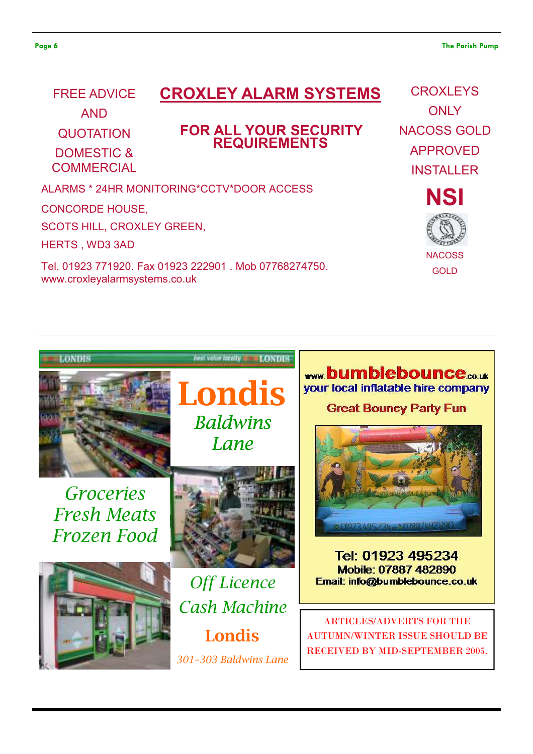## CROXLEY ALARM SYSTEMS

FREE ADVICE AND QUOTATION

DOMESTIC & COMMERCIAL

**FOR ALL YOUR SECURITY REQUIREMENTS**

CROXLEYS ONLY NACOSS GOLD APPROVED INSTALLER

**NSI**

NACOSS GOLD

ALARMS * 24HR MONITORING*CCTV*DOOR ACCESS

CONCORDE HOUSE,
SCOTS HILL, CROXLEY GREEN,
HERTS , WD3 3AD

Tel. 01923 771920. Fax 01923 222901 . Mob 07768274750.
www.croxleyalarmsystems.co.uk

---

LONDIS — best value locally — LONDIS

# Londis

*Baldwins Lane*

*Groceries*
*Fresh Meats*
*Frozen Food*

*Off Licence*
*Cash Machine*

**Londis**

*301-303 Baldwins Lane*

---

www.**bumblebounce**.co.uk

**your local inflatable hire company**

**Great Bouncy Party Fun**

**Tel: 01923 495234**
**Mobile: 07887 482890**
**Email: info@bumblebounce.co.uk**

---

ARTICLES/ADVERTS FOR THE AUTUMN/WINTER ISSUE SHOULD BE RECEIVED BY MID-SEPTEMBER 2005.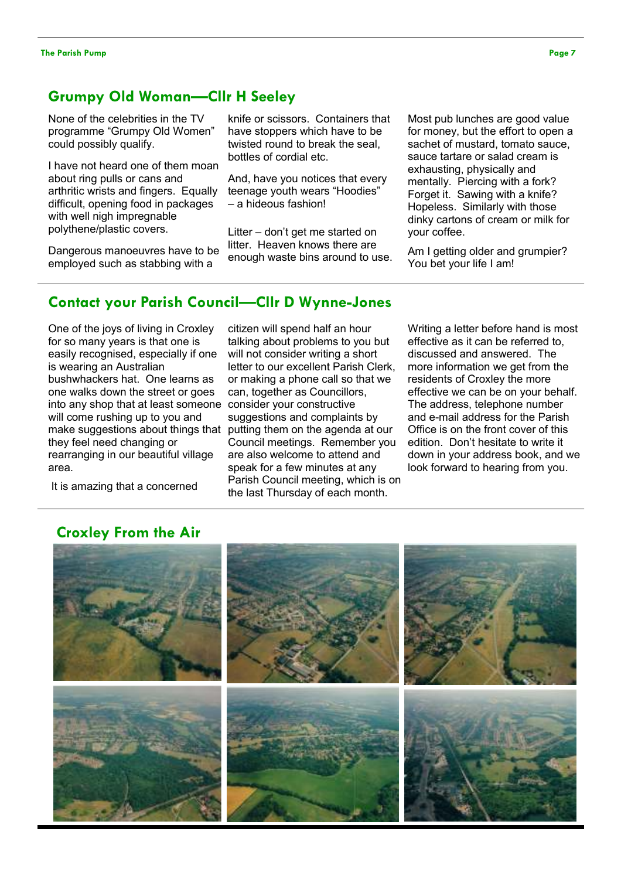## Grumpy Old Woman—Cllr H Seeley

None of the celebrities in the TV programme "Grumpy Old Women" could possibly qualify.

I have not heard one of them moan about ring pulls or cans and arthritic wrists and fingers. Equally difficult, opening food in packages with well nigh impregnable polythene/plastic covers.

Dangerous manoeuvres have to be employed such as stabbing with a knife or scissors. Containers that have stoppers which have to be twisted round to break the seal, bottles of cordial etc.

And, have you notices that every teenage youth wears "Hoodies" – a hideous fashion!

Litter – don't get me started on litter. Heaven knows there are enough waste bins around to use.

Most pub lunches are good value for money, but the effort to open a sachet of mustard, tomato sauce, sauce tartare or salad cream is exhausting, physically and mentally. Piercing with a fork? Forget it. Sawing with a knife? Hopeless. Similarly with those dinky cartons of cream or milk for your coffee.

Am I getting older and grumpier? You bet your life I am!

## Contact your Parish Council—Cllr D Wynne-Jones

One of the joys of living in Croxley for so many years is that one is easily recognised, especially if one is wearing an Australian bushwhackers hat. One learns as one walks down the street or goes into any shop that at least someone will come rushing up to you and make suggestions about things that they feel need changing or rearranging in our beautiful village area.

It is amazing that a concerned citizen will spend half an hour talking about problems to you but will not consider writing a short letter to our excellent Parish Clerk, or making a phone call so that we can, together as Councillors, consider your constructive suggestions and complaints by putting them on the agenda at our Council meetings. Remember you are also welcome to attend and speak for a few minutes at any Parish Council meeting, which is on the last Thursday of each month.

Writing a letter before hand is most effective as it can be referred to, discussed and answered. The more information we get from the residents of Croxley the more effective we can be on your behalf. The address, telephone number and e-mail address for the Parish Office is on the front cover of this edition. Don't hesitate to write it down in your address book, and we look forward to hearing from you.

## Croxley From the Air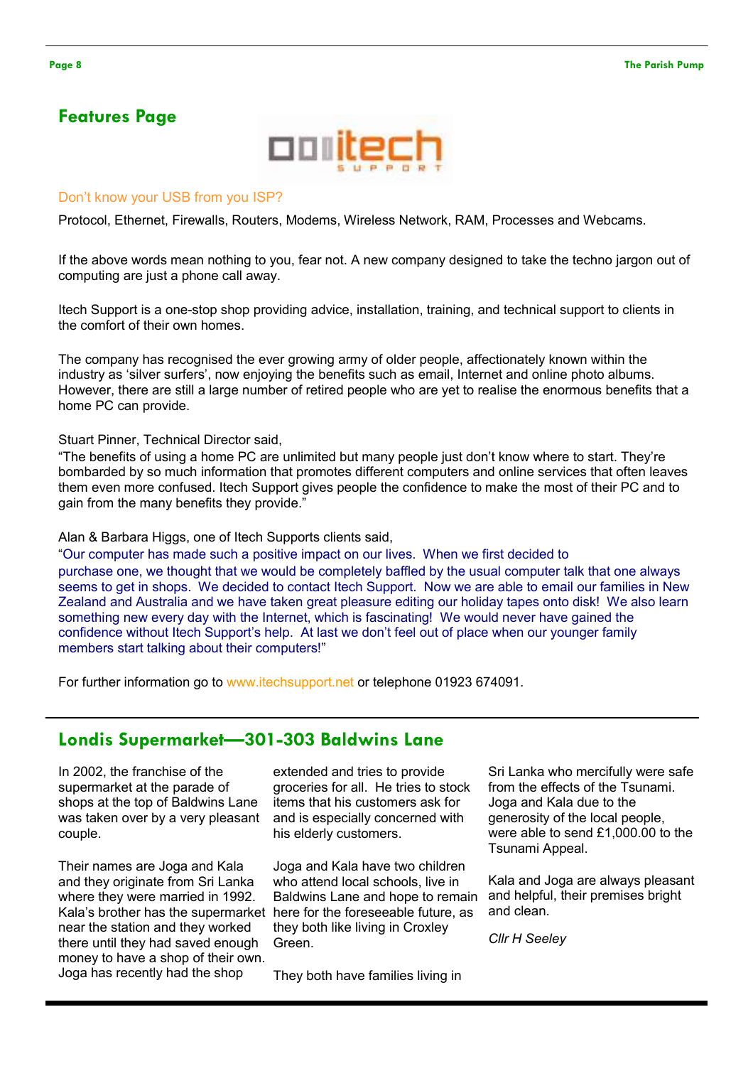## Features Page

Don't know your USB from you ISP?

Protocol, Ethernet, Firewalls, Routers, Modems, Wireless Network, RAM, Processes and Webcams.

If the above words mean nothing to you, fear not. A new company designed to take the techno jargon out of computing are just a phone call away.

Itech Support is a one-stop shop providing advice, installation, training, and technical support to clients in the comfort of their own homes.

The company has recognised the ever growing army of older people, affectionately known within the industry as 'silver surfers', now enjoying the benefits such as email, Internet and online photo albums. However, there are still a large number of retired people who are yet to realise the enormous benefits that a home PC can provide.

Stuart Pinner, Technical Director said,
"The benefits of using a home PC are unlimited but many people just don't know where to start. They're bombarded by so much information that promotes different computers and online services that often leaves them even more confused. Itech Support gives people the confidence to make the most of their PC and to gain from the many benefits they provide."

Alan & Barbara Higgs, one of Itech Supports clients said,
"Our computer has made such a positive impact on our lives. When we first decided to purchase one, we thought that we would be completely baffled by the usual computer talk that one always seems to get in shops. We decided to contact Itech Support. Now we are able to email our families in New Zealand and Australia and we have taken great pleasure editing our holiday tapes onto disk! We also learn something new every day with the Internet, which is fascinating! We would never have gained the confidence without Itech Support's help. At last we don't feel out of place when our younger family members start talking about their computers!"

For further information go to www.itechsupport.net or telephone 01923 674091.

## Londis Supermarket—301-303 Baldwins Lane

In 2002, the franchise of the supermarket at the parade of shops at the top of Baldwins Lane was taken over by a very pleasant couple.

Their names are Joga and Kala and they originate from Sri Lanka where they were married in 1992. Kala's brother has the supermarket near the station and they worked there until they had saved enough money to have a shop of their own. Joga has recently had the shop extended and tries to provide groceries for all. He tries to stock items that his customers ask for and is especially concerned with his elderly customers.

Joga and Kala have two children who attend local schools, live in Baldwins Lane and hope to remain here for the foreseeable future, as they both like living in Croxley Green.

They both have families living in Sri Lanka who mercifully were safe from the effects of the Tsunami. Joga and Kala due to the generosity of the local people, were able to send £1,000.00 to the Tsunami Appeal.

Kala and Joga are always pleasant and helpful, their premises bright and clean.

*Cllr H Seeley*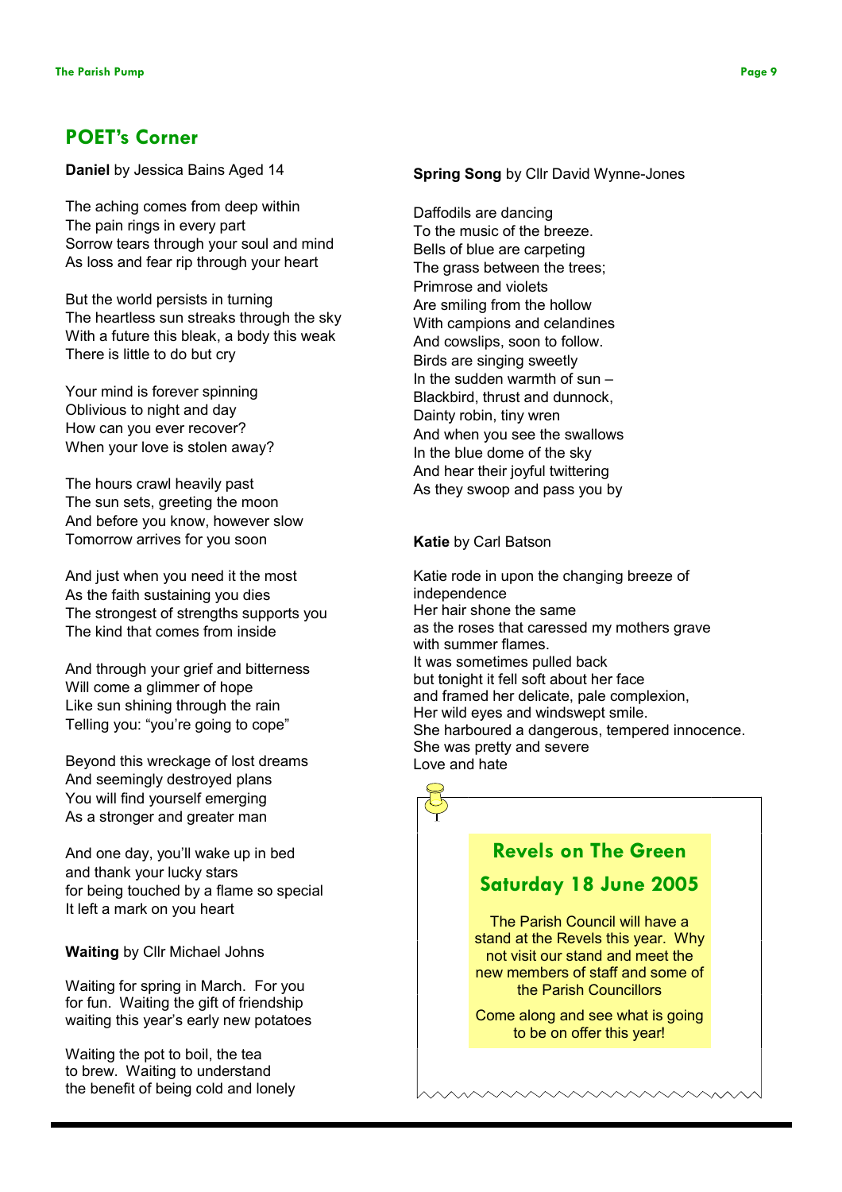## POET's Corner

**Daniel** by Jessica Bains Aged 14

The aching comes from deep within
The pain rings in every part
Sorrow tears through your soul and mind
As loss and fear rip through your heart

But the world persists in turning
The heartless sun streaks through the sky
With a future this bleak, a body this weak
There is little to do but cry

Your mind is forever spinning
Oblivious to night and day
How can you ever recover?
When your love is stolen away?

The hours crawl heavily past
The sun sets, greeting the moon
And before you know, however slow
Tomorrow arrives for you soon

And just when you need it the most
As the faith sustaining you dies
The strongest of strengths supports you
The kind that comes from inside

And through your grief and bitterness
Will come a glimmer of hope
Like sun shining through the rain
Telling you: "you're going to cope"

Beyond this wreckage of lost dreams
And seemingly destroyed plans
You will find yourself emerging
As a stronger and greater man

And one day, you'll wake up in bed
and thank your lucky stars
for being touched by a flame so special
It left a mark on you heart

**Waiting** by Cllr Michael Johns

Waiting for spring in March. For you
for fun. Waiting the gift of friendship
waiting this year's early new potatoes

Waiting the pot to boil, the tea
to brew. Waiting to understand
the benefit of being cold and lonely

**Spring Song** by Cllr David Wynne-Jones

Daffodils are dancing
To the music of the breeze.
Bells of blue are carpeting
The grass between the trees;
Primrose and violets
Are smiling from the hollow
With campions and celandines
And cowslips, soon to follow.
Birds are singing sweetly
In the sudden warmth of sun –
Blackbird, thrust and dunnock,
Dainty robin, tiny wren
And when you see the swallows
In the blue dome of the sky
And hear their joyful twittering
As they swoop and pass you by

**Katie** by Carl Batson

Katie rode in upon the changing breeze of
independence
Her hair shone the same
as the roses that caressed my mothers grave
with summer flames.
It was sometimes pulled back
but tonight it fell soft about her face
and framed her delicate, pale complexion,
Her wild eyes and windswept smile.
She harboured a dangerous, tempered innocence.
She was pretty and severe
Love and hate

### Revels on The Green

### Saturday 18 June 2005

The Parish Council will have a stand at the Revels this year. Why not visit our stand and meet the new members of staff and some of the Parish Councillors

Come along and see what is going to be on offer this year!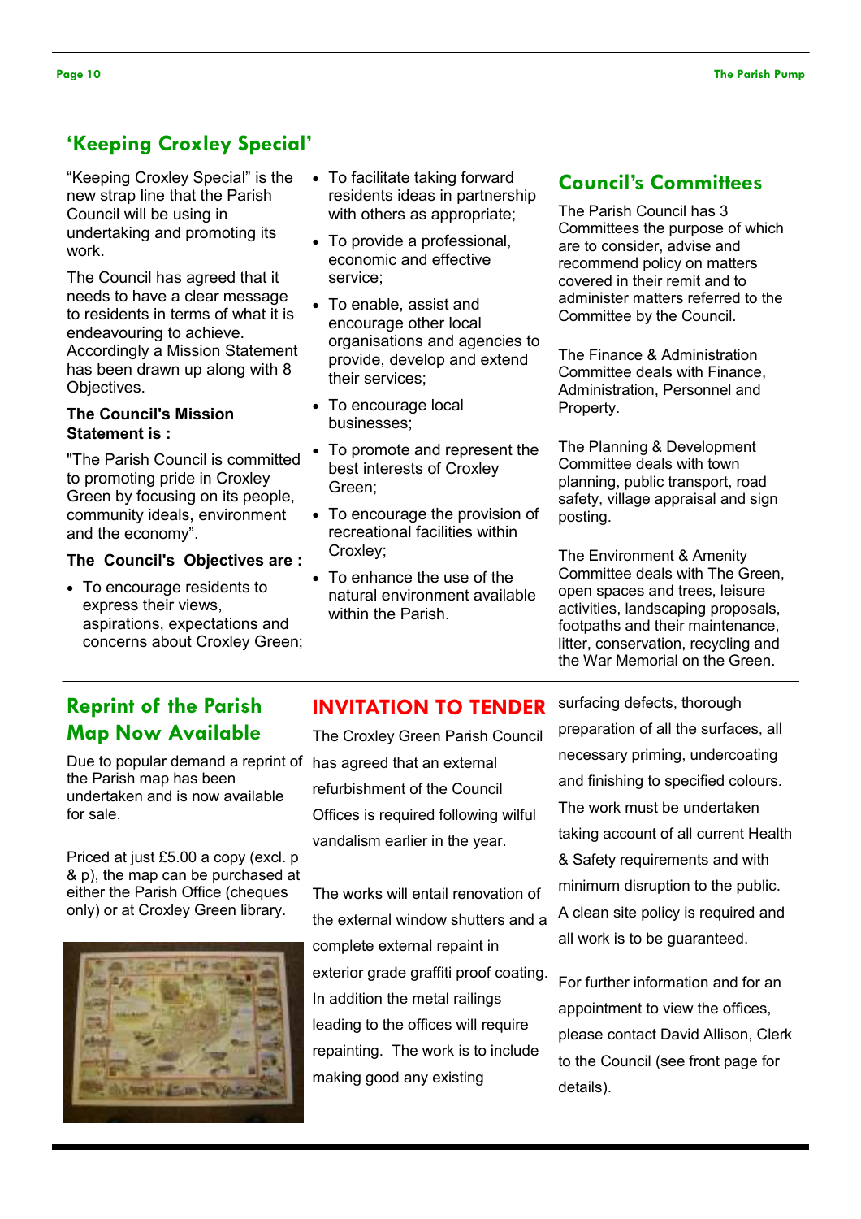## 'Keeping Croxley Special'

"Keeping Croxley Special" is the new strap line that the Parish Council will be using in undertaking and promoting its work.

The Council has agreed that it needs to have a clear message to residents in terms of what it is endeavouring to achieve. Accordingly a Mission Statement has been drawn up along with 8 Objectives.

**The Council's Mission Statement is :**

"The Parish Council is committed to promoting pride in Croxley Green by focusing on its people, community ideals, environment and the economy".

**The Council's Objectives are :**

- To encourage residents to express their views, aspirations, expectations and concerns about Croxley Green;
- To facilitate taking forward residents ideas in partnership with others as appropriate;
- To provide a professional, economic and effective service;
- To enable, assist and encourage other local organisations and agencies to provide, develop and extend their services;
- To encourage local businesses;
- To promote and represent the best interests of Croxley Green;
- To encourage the provision of recreational facilities within Croxley;
- To enhance the use of the natural environment available within the Parish.

## Council's Committees

The Parish Council has 3 Committees the purpose of which are to consider, advise and recommend policy on matters covered in their remit and to administer matters referred to the Committee by the Council.

The Finance & Administration Committee deals with Finance, Administration, Personnel and Property.

The Planning & Development Committee deals with town planning, public transport, road safety, village appraisal and sign posting.

The Environment & Amenity Committee deals with The Green, open spaces and trees, leisure activities, landscaping proposals, footpaths and their maintenance, litter, conservation, recycling and the War Memorial on the Green.

## Reprint of the Parish Map Now Available

Due to popular demand a reprint of the Parish map has been undertaken and is now available for sale.

Priced at just £5.00 a copy (excl. p & p), the map can be purchased at either the Parish Office (cheques only) or at Croxley Green library.

## INVITATION TO TENDER

The Croxley Green Parish Council has agreed that an external refurbishment of the Council Offices is required following wilful vandalism earlier in the year.

The works will entail renovation of the external window shutters and a complete external repaint in exterior grade graffiti proof coating. In addition the metal railings leading to the offices will require repainting. The work is to include making good any existing surfacing defects, thorough preparation of all the surfaces, all necessary priming, undercoating and finishing to specified colours. The work must be undertaken taking account of all current Health & Safety requirements and with minimum disruption to the public. A clean site policy is required and all work is to be guaranteed.

For further information and for an appointment to view the offices, please contact David Allison, Clerk to the Council (see front page for details).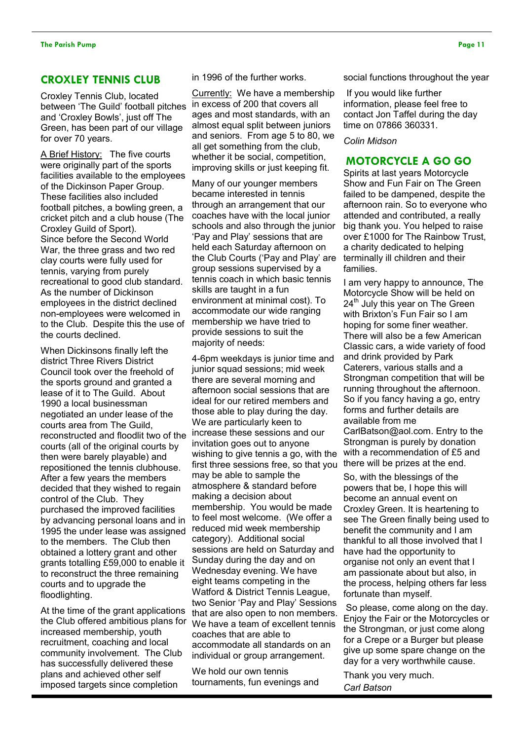## CROXLEY TENNIS CLUB

Croxley Tennis Club, located between 'The Guild' football pitches and 'Croxley Bowls', just off The Green, has been part of our village for over 70 years.

A Brief History: The five courts were originally part of the sports facilities available to the employees of the Dickinson Paper Group. These facilities also included football pitches, a bowling green, a cricket pitch and a club house (The Croxley Guild of Sport).
Since before the Second World War, the three grass and two red clay courts were fully used for tennis, varying from purely recreational to good club standard. As the number of Dickinson employees in the district declined non-employees were welcomed in to the Club. Despite this the use of the courts declined.

When Dickinsons finally left the district Three Rivers District Council took over the freehold of the sports ground and granted a lease of it to The Guild. About 1990 a local businessman negotiated an under lease of the courts area from The Guild, reconstructed and floodlit two of the courts (all of the original courts by then were barely playable) and repositioned the tennis clubhouse. After a few years the members decided that they wished to regain control of the Club. They purchased the improved facilities by advancing personal loans and in 1995 the under lease was assigned to the members. The Club then obtained a lottery grant and other grants totalling £59,000 to enable it to reconstruct the three remaining courts and to upgrade the floodlighting.

At the time of the grant applications the Club offered ambitious plans for increased membership, youth recruitment, coaching and local community involvement. The Club has successfully delivered these plans and achieved other self imposed targets since completion in 1996 of the further works.

Currently: We have a membership in excess of 200 that covers all ages and most standards, with an almost equal split between juniors and seniors. From age 5 to 80, we all get something from the club, whether it be social, competition, improving skills or just keeping fit.

Many of our younger members became interested in tennis through an arrangement that our coaches have with the local junior schools and also through the junior 'Pay and Play' sessions that are held each Saturday afternoon on the Club Courts ('Pay and Play' are group sessions supervised by a tennis coach in which basic tennis skills are taught in a fun environment at minimal cost). To accommodate our wide ranging membership we have tried to provide sessions to suit the majority of needs:

4-6pm weekdays is junior time and junior squad sessions; mid week there are several morning and afternoon social sessions that are ideal for our retired members and those able to play during the day. We are particularly keen to increase these sessions and our invitation goes out to anyone wishing to give tennis a go, with the first three sessions free, so that you may be able to sample the atmosphere & standard before making a decision about membership. You would be made to feel most welcome. (We offer a reduced mid week membership category). Additional social sessions are held on Saturday and Sunday during the day and on Wednesday evening. We have eight teams competing in the Watford & District Tennis League, two Senior 'Pay and Play' Sessions that are also open to non members. We have a team of excellent tennis coaches that are able to accommodate all standards on an individual or group arrangement.

We hold our own tennis tournaments, fun evenings and social functions throughout the year

If you would like further information, please feel free to contact Jon Taffel during the day time on 07866 360331.

*Colin Midson*

## MOTORCYCLE A GO GO

Spirits at last years Motorcycle Show and Fun Fair on The Green failed to be dampened, despite the afternoon rain. So to everyone who attended and contributed, a really big thank you. You helped to raise over £1000 for The Rainbow Trust, a charity dedicated to helping terminally ill children and their families.

I am very happy to announce, The Motorcycle Show will be held on 24th July this year on The Green with Brixton's Fun Fair so I am hoping for some finer weather. There will also be a few American Classic cars, a wide variety of food and drink provided by Park Caterers, various stalls and a Strongman competition that will be running throughout the afternoon. So if you fancy having a go, entry forms and further details are available from me CarlBatson@aol.com. Entry to the Strongman is purely by donation with a recommendation of £5 and there will be prizes at the end.

So, with the blessings of the powers that be, I hope this will become an annual event on Croxley Green. It is heartening to see The Green finally being used to benefit the community and I am thankful to all those involved that I have had the opportunity to organise not only an event that I am passionate about but also, in the process, helping others far less fortunate than myself.

So please, come along on the day. Enjoy the Fair or the Motorcycles or the Strongman, or just come along for a Crepe or a Burger but please give up some spare change on the day for a very worthwhile cause.

Thank you very much.

*Carl Batson*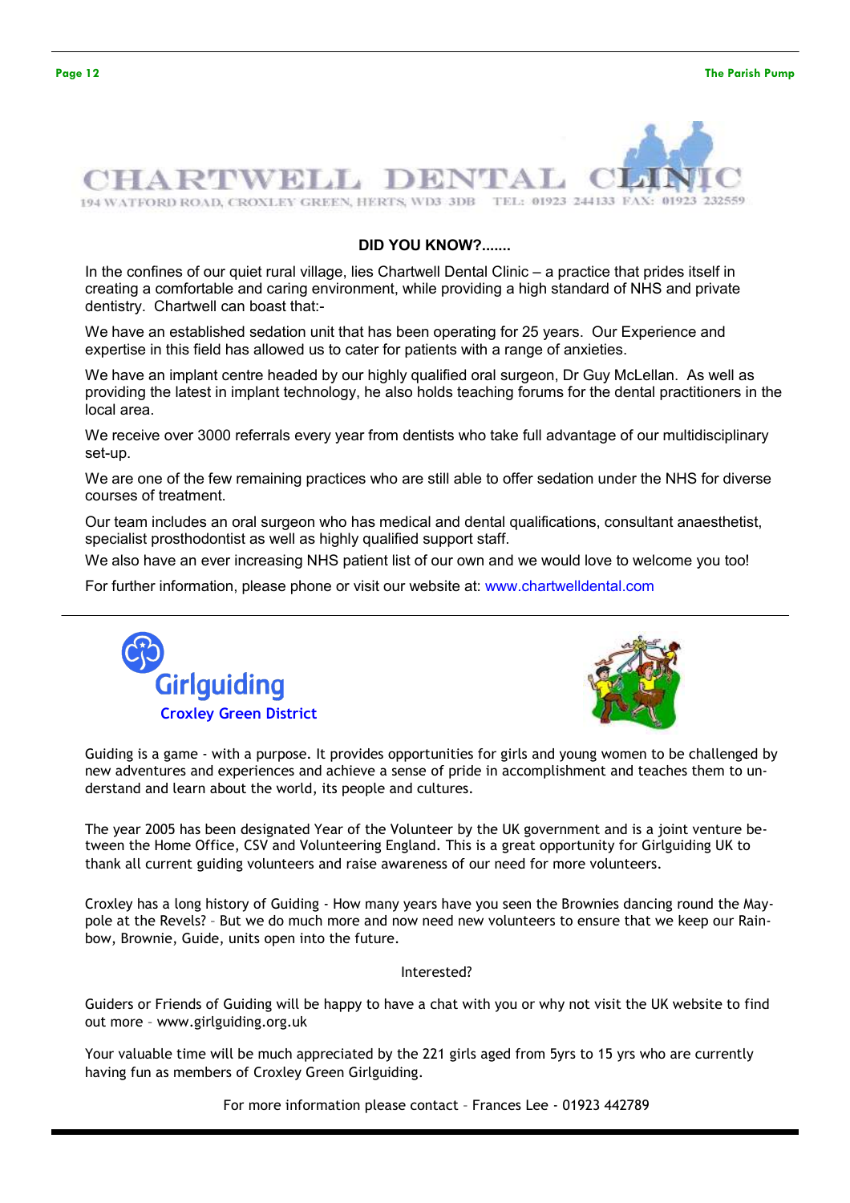# CHARTWELL DENTAL CLINIC

194 WATFORD ROAD, CROXLEY GREEN, HERTS, WD3 3DB TEL: 01923 244133 FAX: 01923 232559

**DID YOU KNOW?.......**

In the confines of our quiet rural village, lies Chartwell Dental Clinic – a practice that prides itself in creating a comfortable and caring environment, while providing a high standard of NHS and private dentistry. Chartwell can boast that:-

We have an established sedation unit that has been operating for 25 years. Our Experience and expertise in this field has allowed us to cater for patients with a range of anxieties.

We have an implant centre headed by our highly qualified oral surgeon, Dr Guy McLellan. As well as providing the latest in implant technology, he also holds teaching forums for the dental practitioners in the local area.

We receive over 3000 referrals every year from dentists who take full advantage of our multidisciplinary set-up.

We are one of the few remaining practices who are still able to offer sedation under the NHS for diverse courses of treatment.

Our team includes an oral surgeon who has medical and dental qualifications, consultant anaesthetist, specialist prosthodontist as well as highly qualified support staff.

We also have an ever increasing NHS patient list of our own and we would love to welcome you too!

For further information, please phone or visit our website at: www.chartwelldental.com

---

## Girlguiding

**Croxley Green District**

Guiding is a game - with a purpose. It provides opportunities for girls and young women to be challenged by new adventures and experiences and achieve a sense of pride in accomplishment and teaches them to understand and learn about the world, its people and cultures.

The year 2005 has been designated Year of the Volunteer by the UK government and is a joint venture between the Home Office, CSV and Volunteering England. This is a great opportunity for Girlguiding UK to thank all current guiding volunteers and raise awareness of our need for more volunteers.

Croxley has a long history of Guiding - How many years have you seen the Brownies dancing round the Maypole at the Revels? – But we do much more and now need new volunteers to ensure that we keep our Rainbow, Brownie, Guide, units open into the future.

Interested?

Guiders or Friends of Guiding will be happy to have a chat with you or why not visit the UK website to find out more – www.girlguiding.org.uk

Your valuable time will be much appreciated by the 221 girls aged from 5yrs to 15 yrs who are currently having fun as members of Croxley Green Girlguiding.

For more information please contact – Frances Lee - 01923 442789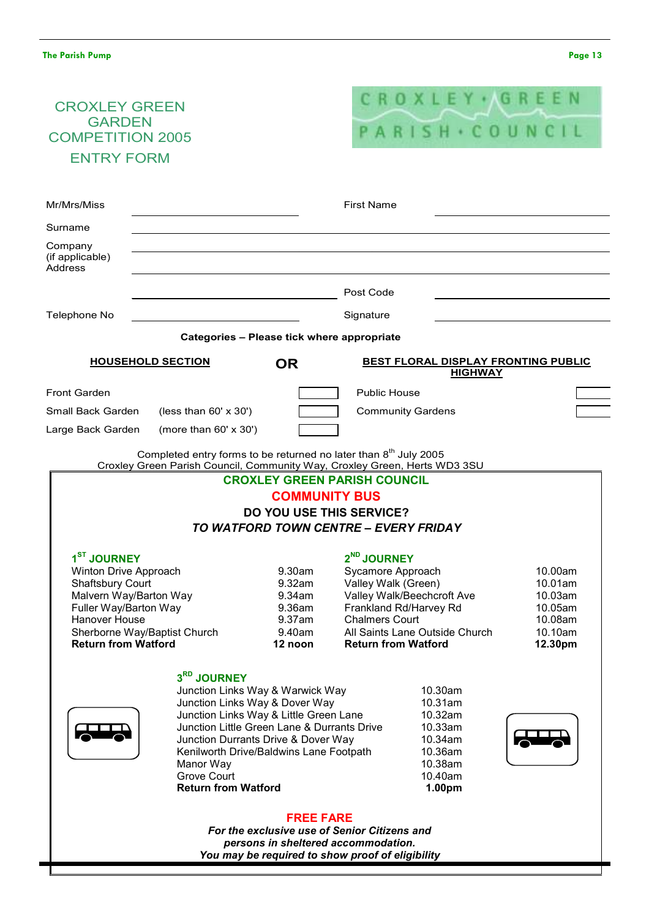# CROXLEY GREEN GARDEN COMPETITION 2005

## ENTRY FORM

CROXLEY • GREEN PARISH • COUNCIL

Mr/Mrs/Miss ____________________ First Name ____________________

Surname ________________________________________

Company (if applicable) ________________________________________

Address ________________________________________

________________________________________ Post Code ____________________

Telephone No ____________________ Signature ____________________

**Categories – Please tick where appropriate**

| **HOUSEHOLD SECTION** | | | **OR** | **BEST FLORAL DISPLAY FRONTING PUBLIC HIGHWAY** | |
|---|---|---|---|---|---|
| Front Garden | | ☐ | | Public House | ☐ |
| Small Back Garden | (less than 60' x 30') | ☐ | | Community Gardens | ☐ |
| Large Back Garden | (more than 60' x 30') | ☐ | | | |

Completed entry forms to be returned no later than 8th July 2005
Croxley Green Parish Council, Community Way, Croxley Green, Herts WD3 3SU

---

## CROXLEY GREEN PARISH COUNCIL

## COMMUNITY BUS

**DO YOU USE THIS SERVICE?**

***TO WATFORD TOWN CENTRE – EVERY FRIDAY***

### 1ST JOURNEY

| | |
|---|---|
| Winton Drive Approach | 9.30am |
| Shaftsbury Court | 9.32am |
| Malvern Way/Barton Way | 9.34am |
| Fuller Way/Barton Way | 9.36am |
| Hanover House | 9.37am |
| Sherborne Way/Baptist Church | 9.40am |
| **Return from Watford** | **12 noon** |

### 2ND JOURNEY

| | |
|---|---|
| Sycamore Approach | 10.00am |
| Valley Walk (Green) | 10.01am |
| Valley Walk/Beechcroft Ave | 10.03am |
| Frankland Rd/Harvey Rd | 10.05am |
| Chalmers Court | 10.08am |
| All Saints Lane Outside Church | 10.10am |
| **Return from Watford** | **12.30pm** |

### 3RD JOURNEY

| | |
|---|---|
| Junction Links Way & Warwick Way | 10.30am |
| Junction Links Way & Dover Way | 10.31am |
| Junction Links Way & Little Green Lane | 10.32am |
| Junction Little Green Lane & Durrants Drive | 10.33am |
| Junction Durrants Drive & Dover Way | 10.34am |
| Kenilworth Drive/Baldwins Lane Footpath | 10.36am |
| Manor Way | 10.38am |
| Grove Court | 10.40am |
| **Return from Watford** | **1.00pm** |

**FREE FARE**

***For the exclusive use of Senior Citizens and persons in sheltered accommodation.***
***You may be required to show proof of eligibility***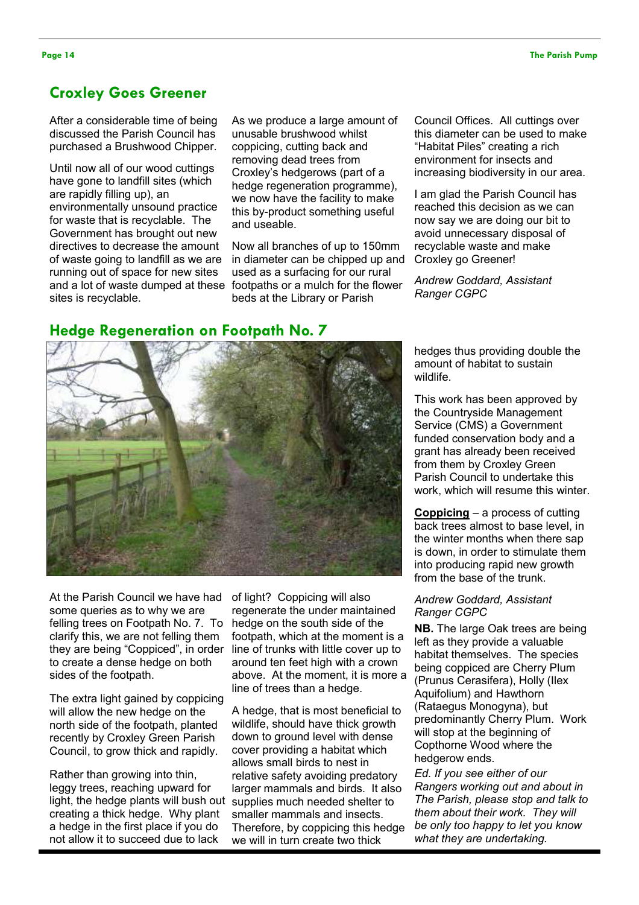## Croxley Goes Greener

After a considerable time of being discussed the Parish Council has purchased a Brushwood Chipper.

Until now all of our wood cuttings have gone to landfill sites (which are rapidly filling up), an environmentally unsound practice for waste that is recyclable. The Government has brought out new directives to decrease the amount of waste going to landfill as we are running out of space for new sites and a lot of waste dumped at these sites is recyclable.

As we produce a large amount of unusable brushwood whilst coppicing, cutting back and removing dead trees from Croxley's hedgerows (part of a hedge regeneration programme), we now have the facility to make this by-product something useful and useable.

Now all branches of up to 150mm in diameter can be chipped up and used as a surfacing for our rural footpaths or a mulch for the flower beds at the Library or Parish Council Offices. All cuttings over this diameter can be used to make "Habitat Piles" creating a rich environment for insects and increasing biodiversity in our area.

I am glad the Parish Council has reached this decision as we can now say we are doing our bit to avoid unnecessary disposal of recyclable waste and make Croxley go Greener!

*Andrew Goddard, Assistant Ranger CGPC*

## Hedge Regeneration on Footpath No. 7

At the Parish Council we have had some queries as to why we are felling trees on Footpath No. 7. To clarify this, we are not felling them they are being "Coppiced", in order to create a dense hedge on both sides of the footpath.

The extra light gained by coppicing will allow the new hedge on the north side of the footpath, planted recently by Croxley Green Parish Council, to grow thick and rapidly.

Rather than growing into thin, leggy trees, reaching upward for light, the hedge plants will bush out creating a thick hedge. Why plant a hedge in the first place if you do not allow it to succeed due to lack of light? Coppicing will also regenerate the under maintained hedge on the south side of the footpath, which at the moment is a line of trunks with little cover up to around ten feet high with a crown above. At the moment, it is more a line of trees than a hedge.

A hedge, that is most beneficial to wildlife, should have thick growth down to ground level with dense cover providing a habitat which allows small birds to nest in relative safety avoiding predatory larger mammals and birds. It also supplies much needed shelter to smaller mammals and insects. Therefore, by coppicing this hedge we will in turn create two thick hedges thus providing double the amount of habitat to sustain wildlife.

This work has been approved by the Countryside Management Service (CMS) a Government funded conservation body and a grant has already been received from them by Croxley Green Parish Council to undertake this work, which will resume this winter.

**Coppicing** – a process of cutting back trees almost to base level, in the winter months when there sap is down, in order to stimulate them into producing rapid new growth from the base of the trunk.

*Andrew Goddard, Assistant Ranger CGPC*

**NB.** The large Oak trees are being left as they provide a valuable habitat themselves. The species being coppiced are Cherry Plum (Prunus Cerasifera), Holly (Ilex Aquifolium) and Hawthorn (Rataegus Monogyna), but predominantly Cherry Plum. Work will stop at the beginning of Copthorne Wood where the hedgerow ends.

*Ed. If you see either of our Rangers working out and about in The Parish, please stop and talk to them about their work. They will be only too happy to let you know what they are undertaking.*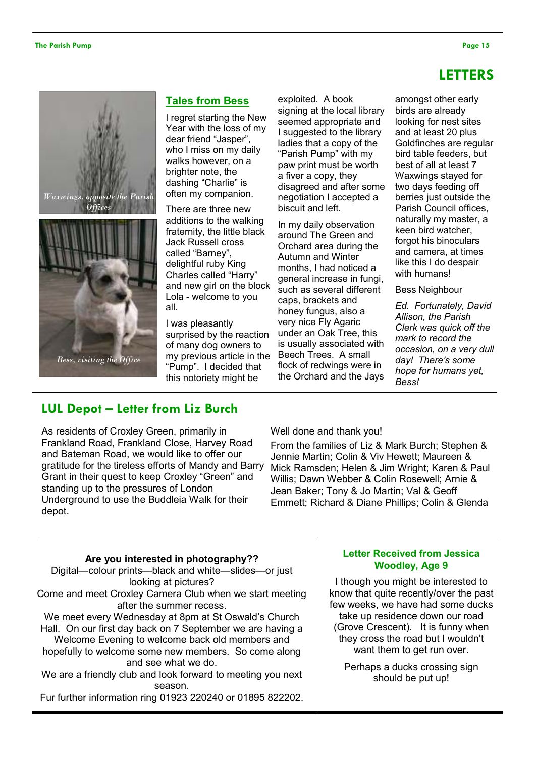# LETTERS

*Waxwings, opposite the Parish Offices*

*Bess, visiting the Office*

## Tales from Bess

I regret starting the New Year with the loss of my dear friend "Jasper", who I miss on my daily walks however, on a brighter note, the dashing "Charlie" is often my companion.

There are three new additions to the walking fraternity, the little black Jack Russell cross called "Barney", delightful ruby King Charles called "Harry" and new girl on the block Lola - welcome to you all.

I was pleasantly surprised by the reaction of many dog owners to my previous article in the "Pump". I decided that this notoriety might be exploited. A book signing at the local library seemed appropriate and I suggested to the library ladies that a copy of the "Parish Pump" with my paw print must be worth a fiver a copy, they disagreed and after some negotiation I accepted a biscuit and left.

In my daily observation around The Green and Orchard area during the Autumn and Winter months, I had noticed a general increase in fungi, such as several different caps, brackets and honey fungus, also a very nice Fly Agaric under an Oak Tree, this is usually associated with Beech Trees. A small flock of redwings were in the Orchard and the Jays amongst other early birds are already looking for nest sites and at least 20 plus Goldfinches are regular bird table feeders, but best of all at least 7 Waxwings stayed for two days feeding off berries just outside the Parish Council offices, naturally my master, a keen bird watcher, forgot his binoculars and camera, at times like this I do despair with humans!

Bess Neighbour

*Ed. Fortunately, David Allison, the Parish Clerk was quick off the mark to record the occasion, on a very dull day! There's some hope for humans yet, Bess!*

## LUL Depot – Letter from Liz Burch

As residents of Croxley Green, primarily in Frankland Road, Frankland Close, Harvey Road and Bateman Road, we would like to offer our gratitude for the tireless efforts of Mandy and Barry Grant in their quest to keep Croxley "Green" and standing up to the pressures of London Underground to use the Buddleia Walk for their depot.

Well done and thank you!

From the families of Liz & Mark Burch; Stephen & Jennie Martin; Colin & Viv Hewett; Maureen & Mick Ramsden; Helen & Jim Wright; Karen & Paul Willis; Dawn Webber & Colin Rosewell; Arnie & Jean Baker; Tony & Jo Martin; Val & Geoff Emmett; Richard & Diane Phillips; Colin & Glenda

**Are you interested in photography??**

Digital—colour prints—black and white—slides—or just looking at pictures?

Come and meet Croxley Camera Club when we start meeting after the summer recess.

We meet every Wednesday at 8pm at St Oswald's Church Hall. On our first day back on 7 September we are having a Welcome Evening to welcome back old members and hopefully to welcome some new members. So come along and see what we do.

We are a friendly club and look forward to meeting you next season.

Fur further information ring 01923 220240 or 01895 822202.

### Letter Received from Jessica Woodley, Age 9

I though you might be interested to know that quite recently/over the past few weeks, we have had some ducks take up residence down our road (Grove Crescent). It is funny when they cross the road but I wouldn't want them to get run over.

Perhaps a ducks crossing sign should be put up!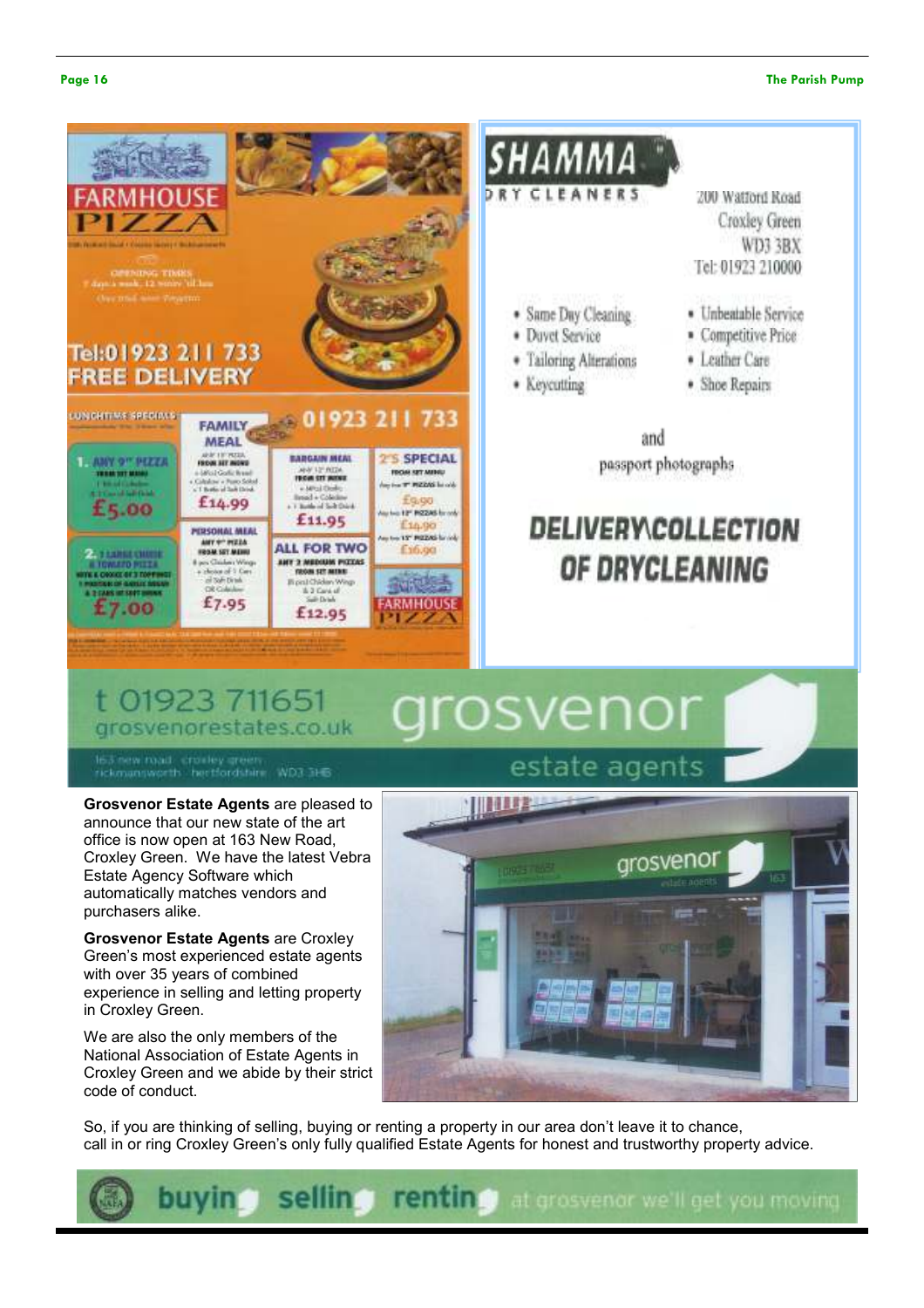# FARMHOUSE PIZZA

Tel:01923 211 733
FREE DELIVERY

LUNCHTIME SPECIALS

01923 211 733

1. ANY 9" PIZZA FROM SET MENU — £5.00

2. 1 LARGE CHEESE & TOMATO PIZZA WITH A CHOICE OF 3 TOPPINGS, 1 PORTION OF GARLIC BREAD & 2 CANS OF SOFT DRINK — £7.00

FAMILY MEAL — ANY 15" PIZZA FROM SET MENU + Garlic Bread + Coleslaw + Potato Salad + 1 Bottle of Soft Drink — £14.99

PERSONAL MEAL — ANY 9" PIZZA FROM SET MENU, 4 pcs Chicken Wings + choice of 1 Can of Soft Drink OR Coleslaw — £7.95

BARGAIN MEAL — ANY 12" PIZZA FROM SET MENU + Garlic Bread + Coleslaw + 1 Bottle of Soft Drink — £11.95

ALL FOR TWO — ANY 2 MEDIUM PIZZAS FROM SET MENU, Chicken Wings & 2 Cans of Soft Drink — £12.95

2'S SPECIAL FROM SET MENU — Any two 9" PIZZAS for only £9.90; Any two 12" PIZZAS for only £14.90; Any two 15" PIZZAS for only £16.90

# SHAMMA DRY CLEANERS

200 Watford Road
Croxley Green
WD3 3BX
Tel: 01923 210000

- Same Day Cleaning
- Duvet Service
- Tailoring Alterations
- Keycutting
- Unbeatable Service
- Competitive Price
- Leather Care
- Shoe Repairs

and
passport photographs

## DELIVERY\COLLECTION OF DRYCLEANING

# grosvenor estate agents

t 01923 711651
grosvenorestates.co.uk

163 new road · croxley green · rickmansworth · hertfordshire · WD3 3HB

**Grosvenor Estate Agents** are pleased to announce that our new state of the art office is now open at 163 New Road, Croxley Green. We have the latest Vebra Estate Agency Software which automatically matches vendors and purchasers alike.

**Grosvenor Estate Agents** are Croxley Green's most experienced estate agents with over 35 years of combined experience in selling and letting property in Croxley Green.

We are also the only members of the National Association of Estate Agents in Croxley Green and we abide by their strict code of conduct.

So, if you are thinking of selling, buying or renting a property in our area don't leave it to chance, call in or ring Croxley Green's only fully qualified Estate Agents for honest and trustworthy property advice.

buying selling renting at grosvenor we'll get you moving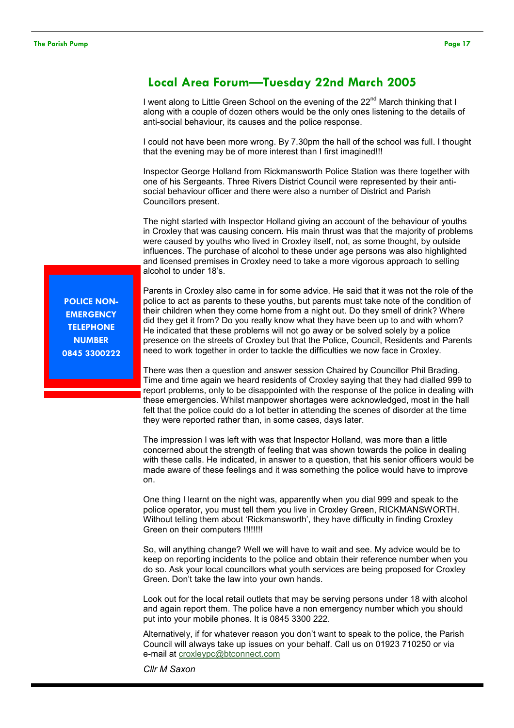## Local Area Forum—Tuesday 22nd March 2005

I went along to Little Green School on the evening of the 22nd March thinking that I along with a couple of dozen others would be the only ones listening to the details of anti-social behaviour, its causes and the police response.

I could not have been more wrong. By 7.30pm the hall of the school was full. I thought that the evening may be of more interest than I first imagined!!!

Inspector George Holland from Rickmansworth Police Station was there together with one of his Sergeants. Three Rivers District Council were represented by their anti-social behaviour officer and there were also a number of District and Parish Councillors present.

The night started with Inspector Holland giving an account of the behaviour of youths in Croxley that was causing concern. His main thrust was that the majority of problems were caused by youths who lived in Croxley itself, not, as some thought, by outside influences. The purchase of alcohol to these under age persons was also highlighted and licensed premises in Croxley need to take a more vigorous approach to selling alcohol to under 18's.

**POLICE NON-EMERGENCY TELEPHONE NUMBER 0845 3300222**

Parents in Croxley also came in for some advice. He said that it was not the role of the police to act as parents to these youths, but parents must take note of the condition of their children when they come home from a night out. Do they smell of drink? Where did they get it from? Do you really know what they have been up to and with whom? He indicated that these problems will not go away or be solved solely by a police presence on the streets of Croxley but that the Police, Council, Residents and Parents need to work together in order to tackle the difficulties we now face in Croxley.

There was then a question and answer session Chaired by Councillor Phil Brading. Time and time again we heard residents of Croxley saying that they had dialled 999 to report problems, only to be disappointed with the response of the police in dealing with these emergencies. Whilst manpower shortages were acknowledged, most in the hall felt that the police could do a lot better in attending the scenes of disorder at the time they were reported rather than, in some cases, days later.

The impression I was left with was that Inspector Holland, was more than a little concerned about the strength of feeling that was shown towards the police in dealing with these calls. He indicated, in answer to a question, that his senior officers would be made aware of these feelings and it was something the police would have to improve on.

One thing I learnt on the night was, apparently when you dial 999 and speak to the police operator, you must tell them you live in Croxley Green, RICKMANSWORTH. Without telling them about 'Rickmansworth', they have difficulty in finding Croxley Green on their computers !!!!!!!!

So, will anything change? Well we will have to wait and see. My advice would be to keep on reporting incidents to the police and obtain their reference number when you do so. Ask your local councillors what youth services are being proposed for Croxley Green. Don't take the law into your own hands.

Look out for the local retail outlets that may be serving persons under 18 with alcohol and again report them. The police have a non emergency number which you should put into your mobile phones. It is 0845 3300 222.

Alternatively, if for whatever reason you don't want to speak to the police, the Parish Council will always take up issues on your behalf. Call us on 01923 710250 or via e-mail at croxleypc@btconnect.com

*Cllr M Saxon*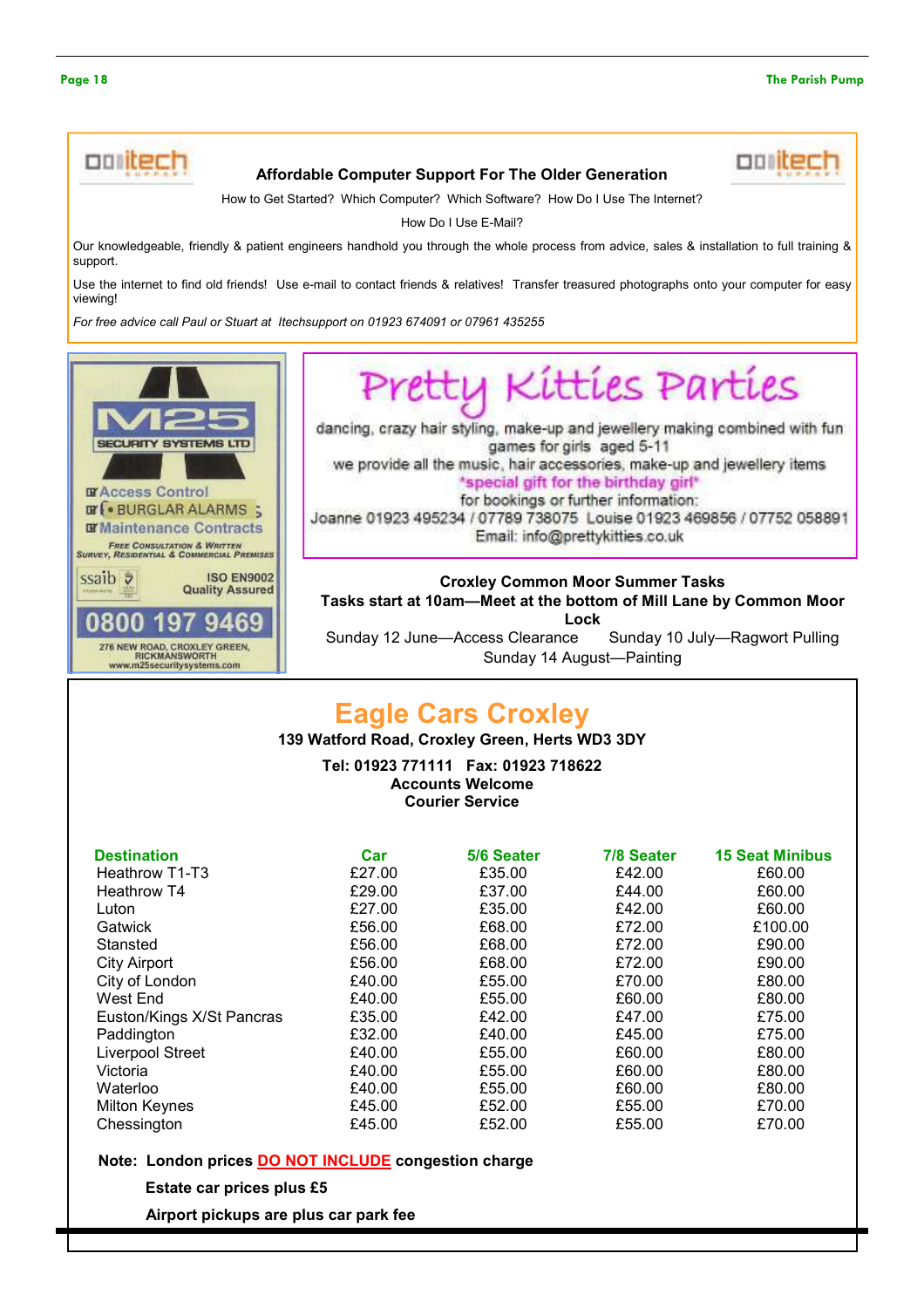**Affordable Computer Support For The Older Generation**

How to Get Started? Which Computer? Which Software? How Do I Use The Internet? How Do I Use E-Mail?

Our knowledgeable, friendly & patient engineers handhold you through the whole process from advice, sales & installation to full training & support.

Use the internet to find old friends! Use e-mail to contact friends & relatives! Transfer treasured photographs onto your computer for easy viewing!

*For free advice call Paul or Stuart at Itechsupport on 01923 674091 or 07961 435255*

---

**M25 SECURITY SYSTEMS LTD**

- Access Control
- BURGLAR ALARMS
- Maintenance Contracts

FREE CONSULTATION & WRITTEN SURVEY, RESIDENTIAL & COMMERCIAL PREMISES

ssaib — ISO EN9002 Quality Assured

**0800 197 9469**

276 NEW ROAD, CROXLEY GREEN, RICKMANSWORTH
www.m25securitysystems.com

---

# Pretty Kitties Parties

dancing, crazy hair styling, make-up and jewellery making combined with fun games for girls aged 5-11
we provide all the music, hair accessories, make-up and jewellery items
*special gift for the birthday girl*
for bookings or further information:
Joanne 01923 495234 / 07789 738075 Louise 01923 469856 / 07752 058891
Email: info@prettykitties.co.uk

---

**Croxley Common Moor Summer Tasks**

**Tasks start at 10am—Meet at the bottom of Mill Lane by Common Moor Lock**

Sunday 12 June—Access Clearance Sunday 10 July—Ragwort Pulling
Sunday 14 August—Painting

---

# Eagle Cars Croxley

**139 Watford Road, Croxley Green, Herts WD3 3DY**

**Tel: 01923 771111 Fax: 01923 718622**
**Accounts Welcome**
**Courier Service**

| Destination | Car | 5/6 Seater | 7/8 Seater | 15 Seat Minibus |
|---|---|---|---|---|
| Heathrow T1-T3 | £27.00 | £35.00 | £42.00 | £60.00 |
| Heathrow T4 | £29.00 | £37.00 | £44.00 | £60.00 |
| Luton | £27.00 | £35.00 | £42.00 | £60.00 |
| Gatwick | £56.00 | £68.00 | £72.00 | £100.00 |
| Stansted | £56.00 | £68.00 | £72.00 | £90.00 |
| City Airport | £56.00 | £68.00 | £72.00 | £90.00 |
| City of London | £40.00 | £55.00 | £70.00 | £80.00 |
| West End | £40.00 | £55.00 | £60.00 | £80.00 |
| Euston/Kings X/St Pancras | £35.00 | £42.00 | £47.00 | £75.00 |
| Paddington | £32.00 | £40.00 | £45.00 | £75.00 |
| Liverpool Street | £40.00 | £55.00 | £60.00 | £80.00 |
| Victoria | £40.00 | £55.00 | £60.00 | £80.00 |
| Waterloo | £40.00 | £55.00 | £60.00 | £80.00 |
| Milton Keynes | £45.00 | £52.00 | £55.00 | £70.00 |
| Chessington | £45.00 | £52.00 | £55.00 | £70.00 |

**Note: London prices DO NOT INCLUDE congestion charge**

**Estate car prices plus £5**

**Airport pickups are plus car park fee**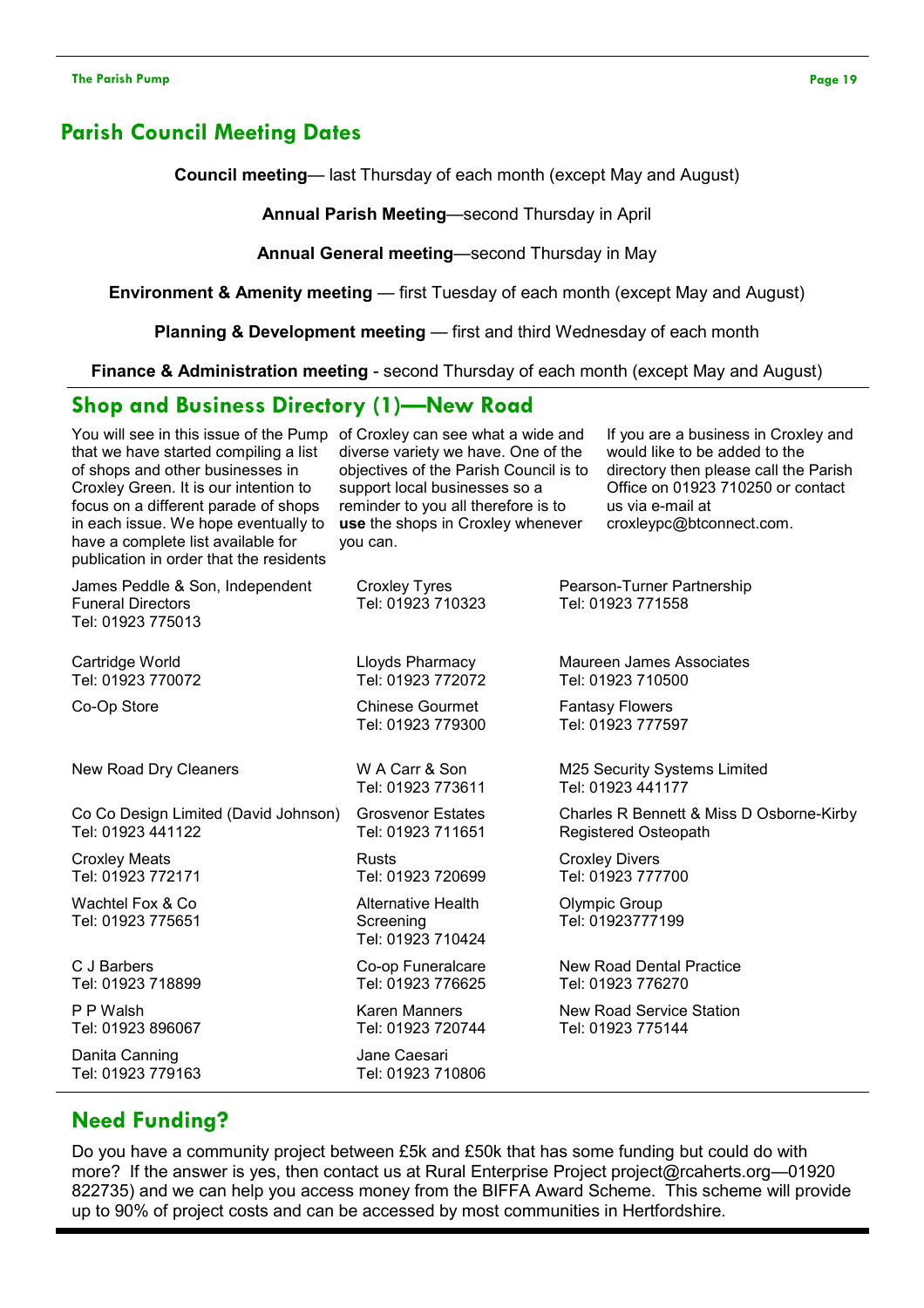## Parish Council Meeting Dates

**Council meeting**— last Thursday of each month (except May and August)

**Annual Parish Meeting**—second Thursday in April

**Annual General meeting**—second Thursday in May

**Environment & Amenity meeting** — first Tuesday of each month (except May and August)

**Planning & Development meeting** — first and third Wednesday of each month

**Finance & Administration meeting** - second Thursday of each month (except May and August)

## Shop and Business Directory (1)—New Road

You will see in this issue of the Pump that we have started compiling a list of shops and other businesses in Croxley Green. It is our intention to focus on a different parade of shops in each issue. We hope eventually to have a complete list available for publication in order that the residents of Croxley can see what a wide and diverse variety we have. One of the objectives of the Parish Council is to support local businesses so a reminder to you all therefore is to **use** the shops in Croxley whenever you can.

If you are a business in Croxley and would like to be added to the directory then please call the Parish Office on 01923 710250 or contact us via e-mail at croxleypc@btconnect.com.

James Peddle & Son, Independent Funeral Directors
Tel: 01923 775013

Cartridge World
Tel: 01923 770072

Co-Op Store

New Road Dry Cleaners

Co Co Design Limited (David Johnson)
Tel: 01923 441122

Croxley Meats
Tel: 01923 772171

Wachtel Fox & Co
Tel: 01923 775651

C J Barbers
Tel: 01923 718899

P P Walsh
Tel: 01923 896067

Danita Canning
Tel: 01923 779163

Croxley Tyres
Tel: 01923 710323

Lloyds Pharmacy
Tel: 01923 772072

Chinese Gourmet
Tel: 01923 779300

W A Carr & Son
Tel: 01923 773611

Grosvenor Estates
Tel: 01923 711651

Rusts
Tel: 01923 720699

Alternative Health Screening
Tel: 01923 710424

Co-op Funeralcare
Tel: 01923 776625

Karen Manners
Tel: 01923 720744

Jane Caesari
Tel: 01923 710806

Pearson-Turner Partnership
Tel: 01923 771558

Maureen James Associates
Tel: 01923 710500

Fantasy Flowers
Tel: 01923 777597

M25 Security Systems Limited
Tel: 01923 441177

Charles R Bennett & Miss D Osborne-Kirby Registered Osteopath

Croxley Divers
Tel: 01923 777700

Olympic Group
Tel: 01923777199

New Road Dental Practice
Tel: 01923 776270

New Road Service Station
Tel: 01923 775144

## Need Funding?

Do you have a community project between £5k and £50k that has some funding but could do with more? If the answer is yes, then contact us at Rural Enterprise Project project@rcaherts.org—01920 822735) and we can help you access money from the BIFFA Award Scheme. This scheme will provide up to 90% of project costs and can be accessed by most communities in Hertfordshire.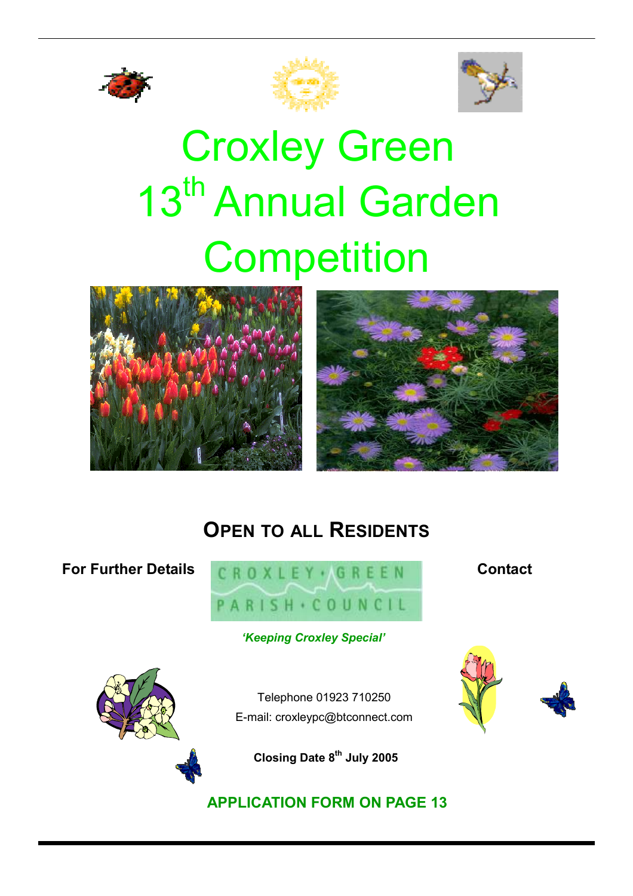# Croxley Green 13th Annual Garden Competition

## Open to all Residents

**For Further Details** CROXLEY GREEN PARISH COUNCIL **Contact**

***'Keeping Croxley Special'***

Telephone 01923 710250

E-mail: croxleypc@btconnect.com

**Closing Date 8th July 2005**

**APPLICATION FORM ON PAGE 13**